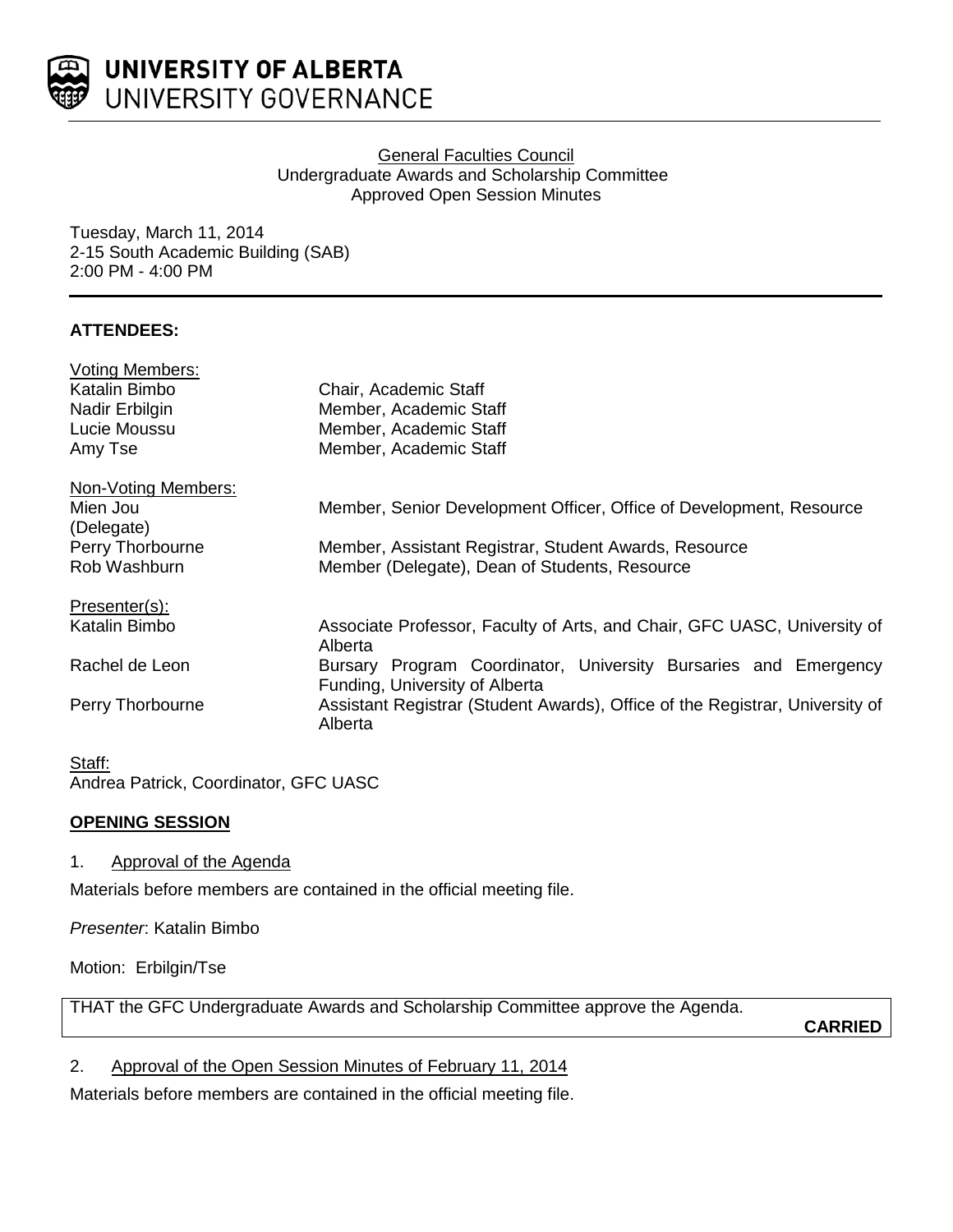# UNIVERSITY OF ALBERTA
## UNIVERSITY GOVERNANCE

General Faculties Council
Undergraduate Awards and Scholarship Committee
Approved Open Session Minutes

Tuesday, March 11, 2014
2-15 South Academic Building (SAB)
2:00 PM - 4:00 PM

**ATTENDEES:**

Voting Members:

| | |
|---|---|
| Katalin Bimbo | Chair, Academic Staff |
| Nadir Erbilgin | Member, Academic Staff |
| Lucie Moussu | Member, Academic Staff |
| Amy Tse | Member, Academic Staff |

Non-Voting Members:

| | |
|---|---|
| Mien Jou (Delegate) | Member, Senior Development Officer, Office of Development, Resource |
| Perry Thorbourne | Member, Assistant Registrar, Student Awards, Resource |
| Rob Washburn | Member (Delegate), Dean of Students, Resource |

Presenter(s):

| | |
|---|---|
| Katalin Bimbo | Associate Professor, Faculty of Arts, and Chair, GFC UASC, University of Alberta |
| Rachel de Leon | Bursary Program Coordinator, University Bursaries and Emergency Funding, University of Alberta |
| Perry Thorbourne | Assistant Registrar (Student Awards), Office of the Registrar, University of Alberta |

Staff:
Andrea Patrick, Coordinator, GFC UASC

**OPENING SESSION**

1. Approval of the Agenda

Materials before members are contained in the official meeting file.

*Presenter*: Katalin Bimbo

Motion: Erbilgin/Tse

THAT the GFC Undergraduate Awards and Scholarship Committee approve the Agenda.

**CARRIED**

2. Approval of the Open Session Minutes of February 11, 2014

Materials before members are contained in the official meeting file.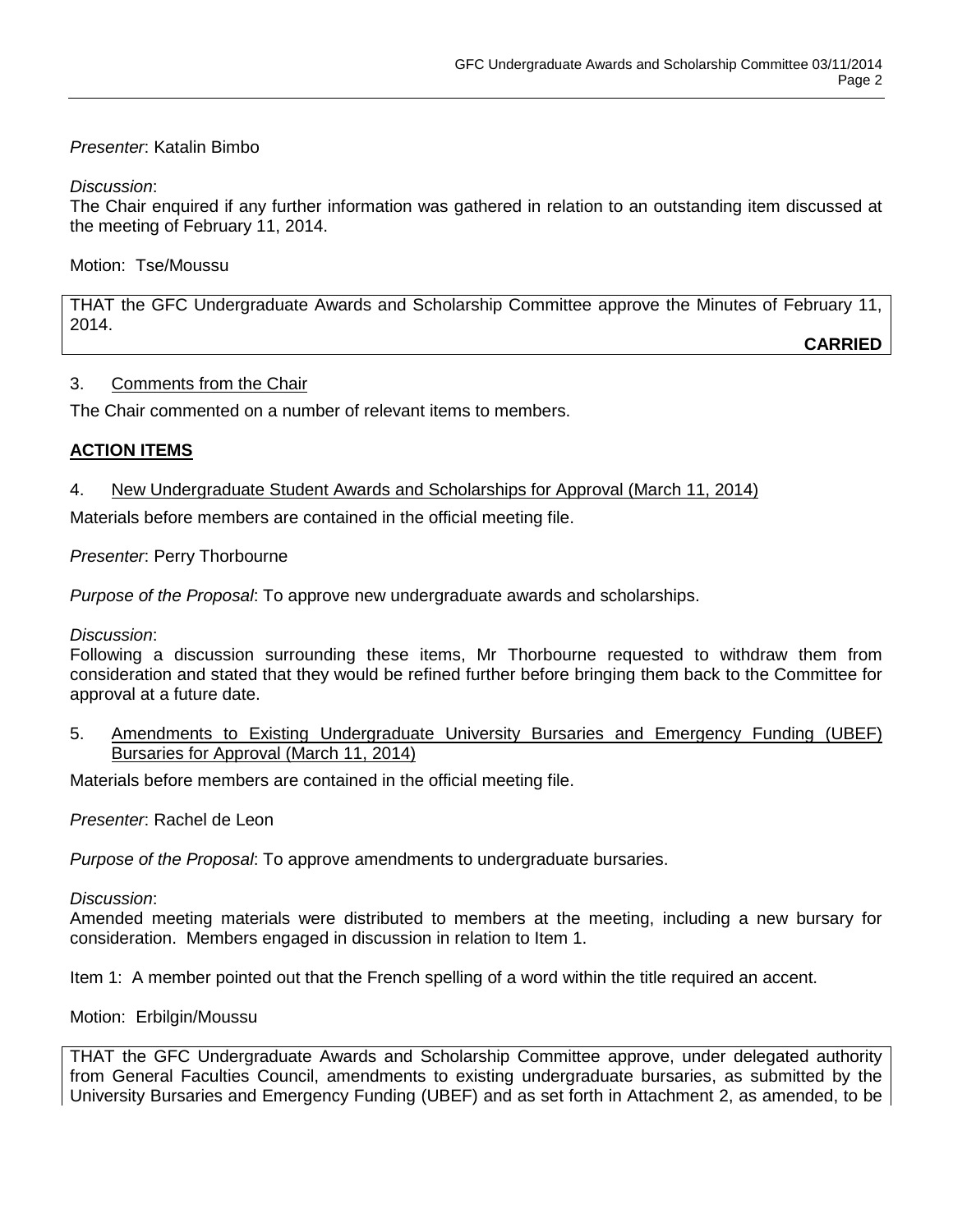*Presenter*: Katalin Bimbo

*Discussion*:
The Chair enquired if any further information was gathered in relation to an outstanding item discussed at the meeting of February 11, 2014.

Motion: Tse/Moussu

> THAT the GFC Undergraduate Awards and Scholarship Committee approve the Minutes of February 11, 2014.
>
> **CARRIED**

3. Comments from the Chair

The Chair commented on a number of relevant items to members.

**ACTION ITEMS**

4. New Undergraduate Student Awards and Scholarships for Approval (March 11, 2014)

Materials before members are contained in the official meeting file.

*Presenter*: Perry Thorbourne

*Purpose of the Proposal*: To approve new undergraduate awards and scholarships.

*Discussion*:
Following a discussion surrounding these items, Mr Thorbourne requested to withdraw them from consideration and stated that they would be refined further before bringing them back to the Committee for approval at a future date.

5. Amendments to Existing Undergraduate University Bursaries and Emergency Funding (UBEF) Bursaries for Approval (March 11, 2014)

Materials before members are contained in the official meeting file.

*Presenter*: Rachel de Leon

*Purpose of the Proposal*: To approve amendments to undergraduate bursaries.

*Discussion*:
Amended meeting materials were distributed to members at the meeting, including a new bursary for consideration. Members engaged in discussion in relation to Item 1.

Item 1: A member pointed out that the French spelling of a word within the title required an accent.

Motion: Erbilgin/Moussu

> THAT the GFC Undergraduate Awards and Scholarship Committee approve, under delegated authority from General Faculties Council, amendments to existing undergraduate bursaries, as submitted by the University Bursaries and Emergency Funding (UBEF) and as set forth in Attachment 2, as amended, to be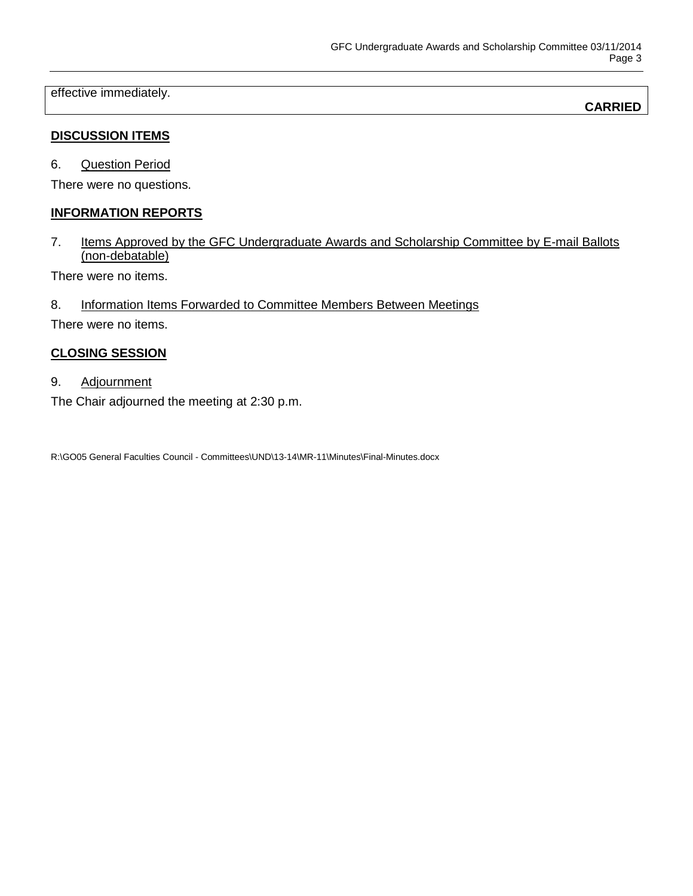effective immediately.

**CARRIED**

**DISCUSSION ITEMS**

6. Question Period

There were no questions.

**INFORMATION REPORTS**

7. Items Approved by the GFC Undergraduate Awards and Scholarship Committee by E-mail Ballots (non-debatable)

There were no items.

8. Information Items Forwarded to Committee Members Between Meetings

There were no items.

**CLOSING SESSION**

9. Adjournment

The Chair adjourned the meeting at 2:30 p.m.

R:\GO05 General Faculties Council - Committees\UND\13-14\MR-11\Minutes\Final-Minutes.docx